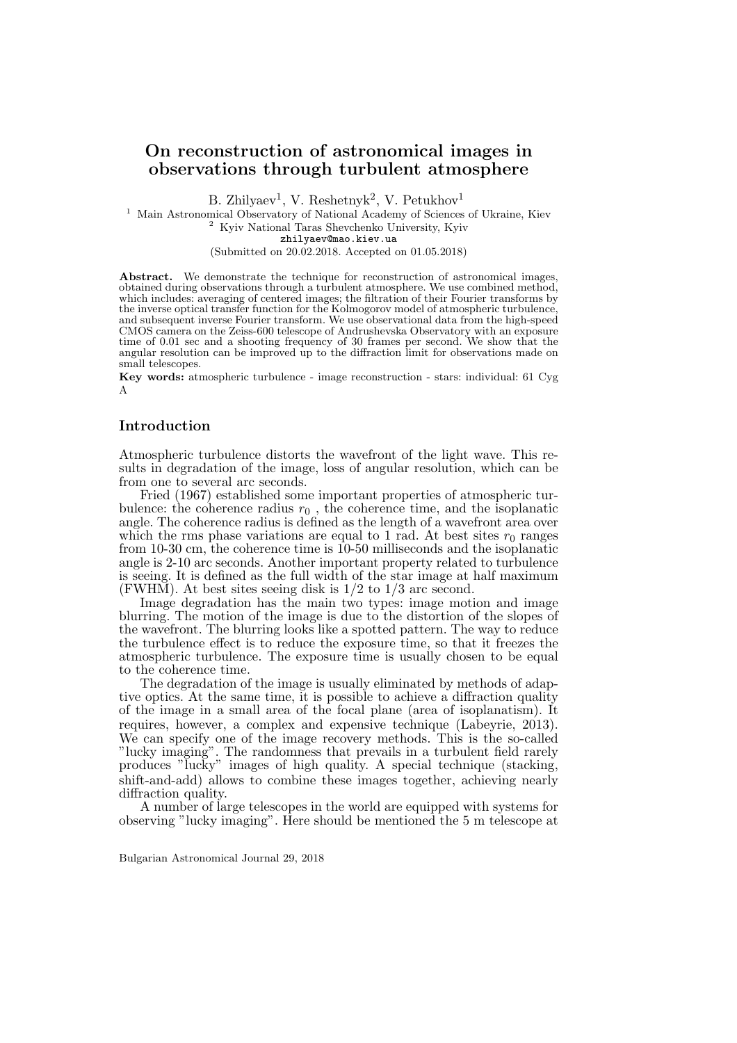# On reconstruction of astronomical images in observations through turbulent atmosphere

B. Zhilyaev[1], V. Reshetnyk[2], V. Petukhov[1]

[1] Main Astronomical Observatory of National Academy of Sciences of Ukraine, Kiev
[2] Kyiv National Taras Shevchenko University, Kyiv
zhilyaev@mao.kiev.ua

(Submitted on 20.02.2018. Accepted on 01.05.2018)

**Abstract.** We demonstrate the technique for reconstruction of astronomical images, obtained during observations through a turbulent atmosphere. We use combined method, which includes: averaging of centered images; the filtration of their Fourier transforms by the inverse optical transfer function for the Kolmogorov model of atmospheric turbulence, and subsequent inverse Fourier transform. We use observational data from the high-speed CMOS camera on the Zeiss-600 telescope of Andrushevska Observatory with an exposure time of 0.01 sec and a shooting frequency of 30 frames per second. We show that the angular resolution can be improved up to the diffraction limit for observations made on small telescopes.

**Key words:** atmospheric turbulence - image reconstruction - stars: individual: 61 Cyg A

## Introduction

Atmospheric turbulence distorts the wavefront of the light wave. This results in degradation of the image, loss of angular resolution, which can be from one to several arc seconds.

Fried (1967) established some important properties of atmospheric turbulence: the coherence radius $r_0$ , the coherence time, and the isoplanatic angle. The coherence radius is defined as the length of a wavefront area over which the rms phase variations are equal to 1 rad. At best sites $r_0$ ranges from 10-30 cm, the coherence time is 10-50 milliseconds and the isoplanatic angle is 2-10 arc seconds. Another important property related to turbulence is seeing. It is defined as the full width of the star image at half maximum (FWHM). At best sites seeing disk is 1/2 to 1/3 arc second.

Image degradation has the main two types: image motion and image blurring. The motion of the image is due to the distortion of the slopes of the wavefront. The blurring looks like a spotted pattern. The way to reduce the turbulence effect is to reduce the exposure time, so that it freezes the atmospheric turbulence. The exposure time is usually chosen to be equal to the coherence time.

The degradation of the image is usually eliminated by methods of adaptive optics. At the same time, it is possible to achieve a diffraction quality of the image in a small area of the focal plane (area of isoplanatism). It requires, however, a complex and expensive technique (Labeyrie, 2013). We can specify one of the image recovery methods. This is the so-called "lucky imaging". The randomness that prevails in a turbulent field rarely produces "lucky" images of high quality. A special technique (stacking, shift-and-add) allows to combine these images together, achieving nearly diffraction quality.

A number of large telescopes in the world are equipped with systems for observing "lucky imaging". Here should be mentioned the 5 m telescope at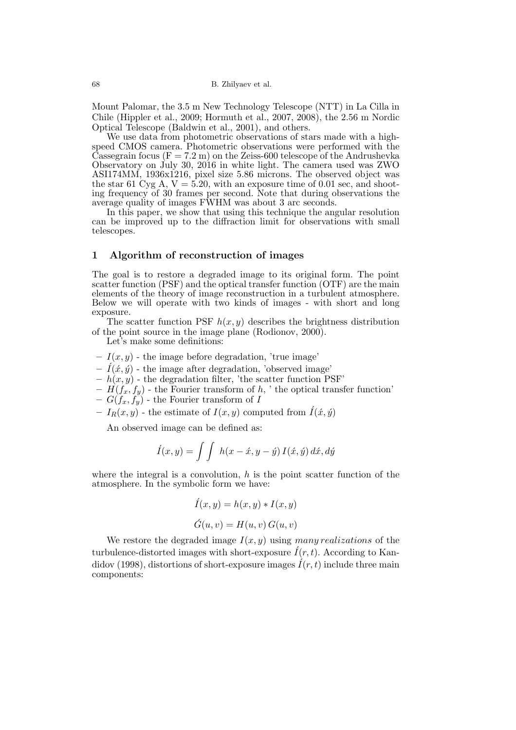Mount Palomar, the 3.5 m New Technology Telescope (NTT) in La Cilla in Chile (Hippler et al., 2009; Hormuth et al., 2007, 2008), the 2.56 m Nordic Optical Telescope (Baldwin et al., 2001), and others.

We use data from photometric observations of stars made with a high-speed CMOS camera. Photometric observations were performed with the Cassegrain focus (F = 7.2 m) on the Zeiss-600 telescope of the Andrushevka Observatory on July 30, 2016 in white light. The camera used was ZWO ASI174MM, 1936x1216, pixel size 5.86 microns. The observed object was the star 61 Cyg A, V = 5.20, with an exposure time of 0.01 sec, and shooting frequency of 30 frames per second. Note that during observations the average quality of images FWHM was about 3 arc seconds.

In this paper, we show that using this technique the angular resolution can be improved up to the diffraction limit for observations with small telescopes.

## 1 Algorithm of reconstruction of images

The goal is to restore a degraded image to its original form. The point scatter function (PSF) and the optical transfer function (OTF) are the main elements of the theory of image reconstruction in a turbulent atmosphere. Below we will operate with two kinds of images - with short and long exposure.

The scatter function PSF $h(x, y)$ describes the brightness distribution of the point source in the image plane (Rodionov, 2000).

Let's make some definitions:

- $I(x, y)$ - the image before degradation, 'true image'
- $\acute{I}(\acute{x}, \acute{y})$ - the image after degradation, 'observed image'
- $h(x, y)$ - the degradation filter, 'the scatter function PSF'
- $H(f_x, f_y)$ - the Fourier transform of $h$, ' the optical transfer function'
- $G(f_x, f_y)$ - the Fourier transform of $I$
- $I_R(x, y)$ - the estimate of $I(x, y)$ computed from $\acute{I}(\acute{x}, \acute{y})$

An observed image can be defined as:

$$\acute{I}(x, y) = \int \int \; h(x - \acute{x}, y - \acute{y}) \, I(\acute{x}, \acute{y}) \, d\acute{x}, d\acute{y}$$

where the integral is a convolution, $h$ is the point scatter function of the atmosphere. In the symbolic form we have:

$$\acute{I}(x, y) = h(x, y) * I(x, y)$$

$$\acute{G}(u, v) = H(u, v) \, G(u, v)$$

We restore the degraded image $I(x, y)$ using *many realizations* of the turbulence-distorted images with short-exposure $\acute{I}(r, t)$. According to Kandidov (1998), distortions of short-exposure images $\acute{I}(r, t)$ include three main components: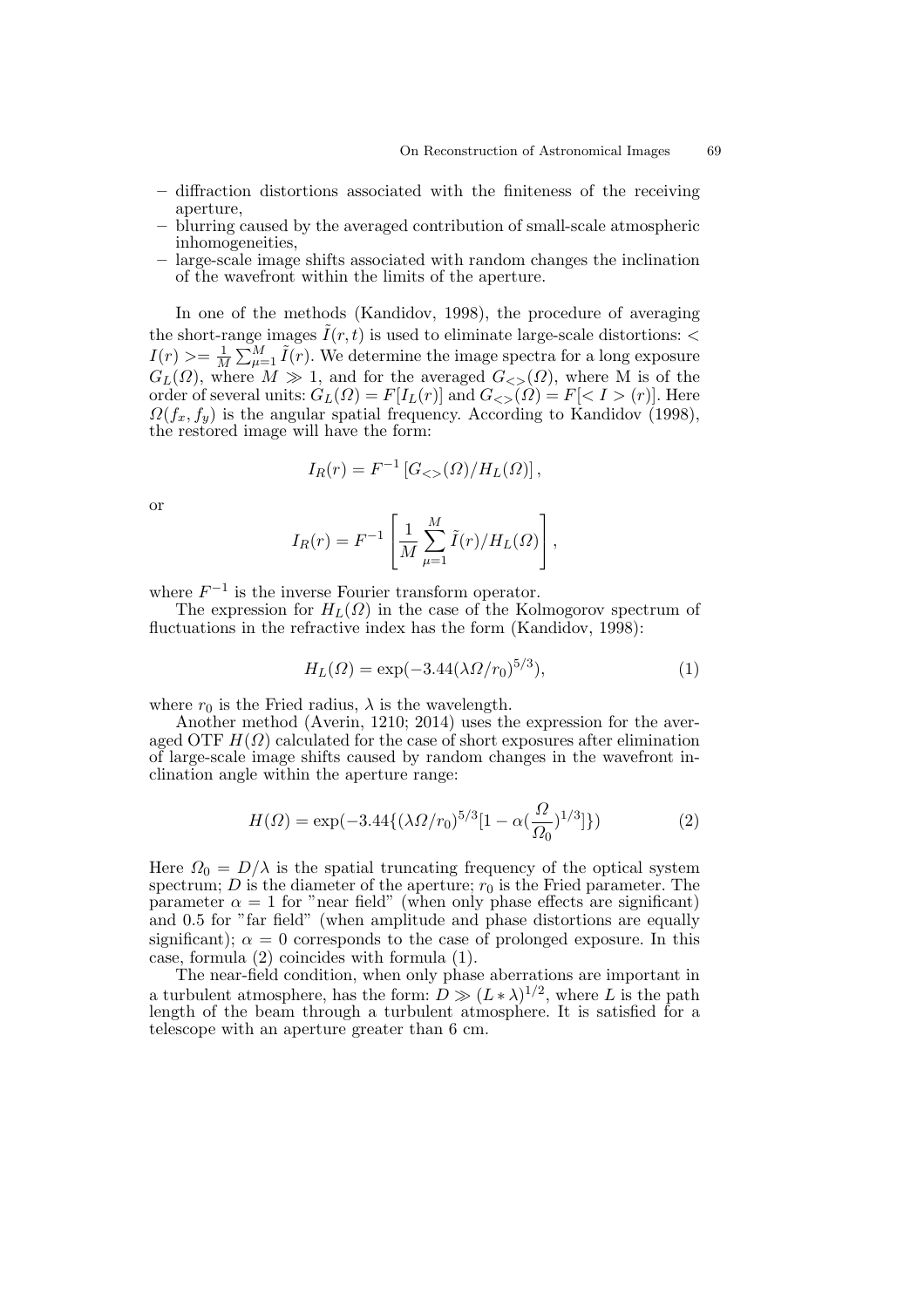- diffraction distortions associated with the finiteness of the receiving aperture,
- blurring caused by the averaged contribution of small-scale atmospheric inhomogeneities,
- large-scale image shifts associated with random changes the inclination of the wavefront within the limits of the aperture.

In one of the methods (Kandidov, 1998), the procedure of averaging the short-range images $\tilde{I}(r,t)$ is used to eliminate large-scale distortions: $< I(r) >= \frac{1}{M}\sum_{\mu=1}^{M}\tilde{I}(r)$. We determine the image spectra for a long exposure $G_L(\Omega)$, where $M \gg 1$, and for the averaged $G_{<>}(\Omega)$, where M is of the order of several units: $G_L(\Omega) = F[I_L(r)]$ and $G_{<>}(\Omega) = F[< I > (r)]$. Here $\Omega(f_x, f_y)$ is the angular spatial frequency. According to Kandidov (1998), the restored image will have the form:

$$I_R(r) = F^{-1}\left[G_{<>}(\Omega)/H_L(\Omega)\right],$$

or

$$I_R(r) = F^{-1}\left[\frac{1}{M}\sum_{\mu=1}^{M}\tilde{I}(r)/H_L(\Omega)\right],$$

where $F^{-1}$ is the inverse Fourier transform operator.

The expression for $H_L(\Omega)$ in the case of the Kolmogorov spectrum of fluctuations in the refractive index has the form (Kandidov, 1998):

$$H_L(\Omega) = \exp(-3.44(\lambda\Omega/r_0)^{5/3}), \tag{1}$$

where $r_0$ is the Fried radius, $\lambda$ is the wavelength.

Another method (Averin, 1210; 2014) uses the expression for the averaged OTF $H(\Omega)$ calculated for the case of short exposures after elimination of large-scale image shifts caused by random changes in the wavefront inclination angle within the aperture range:

$$H(\Omega) = \exp(-3.44\{(\lambda\Omega/r_0)^{5/3}[1 - \alpha(\frac{\Omega}{\Omega_0})^{1/3}]\}) \tag{2}$$

Here $\Omega_0 = D/\lambda$ is the spatial truncating frequency of the optical system spectrum; $D$ is the diameter of the aperture; $r_0$ is the Fried parameter. The parameter $\alpha = 1$ for "near field" (when only phase effects are significant) and 0.5 for "far field" (when amplitude and phase distortions are equally significant); $\alpha = 0$ corresponds to the case of prolonged exposure. In this case, formula (2) coincides with formula (1).

The near-field condition, when only phase aberrations are important in a turbulent atmosphere, has the form: $D \gg (L * \lambda)^{1/2}$, where $L$ is the path length of the beam through a turbulent atmosphere. It is satisfied for a telescope with an aperture greater than 6 cm.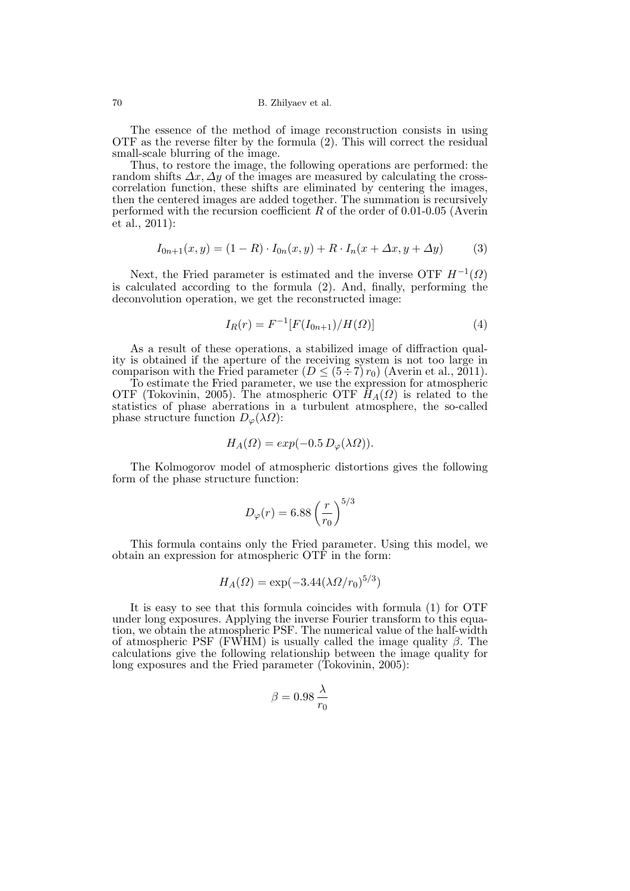The essence of the method of image reconstruction consists in using OTF as the reverse filter by the formula (2). This will correct the residual small-scale blurring of the image.

Thus, to restore the image, the following operations are performed: the random shifts $\Delta x, \Delta y$ of the images are measured by calculating the cross-correlation function, these shifts are eliminated by centering the images, then the centered images are added together. The summation is recursively performed with the recursion coefficient $R$ of the order of 0.01-0.05 (Averin et al., 2011):

$$I_{0n+1}(x, y) = (1 - R) \cdot I_{0n}(x, y) + R \cdot I_n(x + \Delta x, y + \Delta y) \tag{3}$$

Next, the Fried parameter is estimated and the inverse OTF $H^{-1}(\Omega)$ is calculated according to the formula (2). And, finally, performing the deconvolution operation, we get the reconstructed image:

$$I_R(r) = F^{-1}[F(I_{0n+1})/H(\Omega)] \tag{4}$$

As a result of these operations, a stabilized image of diffraction quality is obtained if the aperture of the receiving system is not too large in comparison with the Fried parameter ($D \leq (5 \div 7)\, r_0$) (Averin et al., 2011).

To estimate the Fried parameter, we use the expression for atmospheric OTF (Tokovinin, 2005). The atmospheric OTF $H_A(\Omega)$ is related to the statistics of phase aberrations in a turbulent atmosphere, the so-called phase structure function $D_\varphi(\lambda\Omega)$:

$$H_A(\Omega) = exp(-0.5\, D_\varphi(\lambda\Omega)).$$

The Kolmogorov model of atmospheric distortions gives the following form of the phase structure function:

$$D_\varphi(r) = 6.88 \left(\frac{r}{r_0}\right)^{5/3}$$

This formula contains only the Fried parameter. Using this model, we obtain an expression for atmospheric OTF in the form:

$$H_A(\Omega) = \exp(-3.44(\lambda\Omega/r_0)^{5/3})$$

It is easy to see that this formula coincides with formula (1) for OTF under long exposures. Applying the inverse Fourier transform to this equation, we obtain the atmospheric PSF. The numerical value of the half-width of atmospheric PSF (FWHM) is usually called the image quality $\beta$. The calculations give the following relationship between the image quality for long exposures and the Fried parameter (Tokovinin, 2005):

$$\beta = 0.98\, \frac{\lambda}{r_0}$$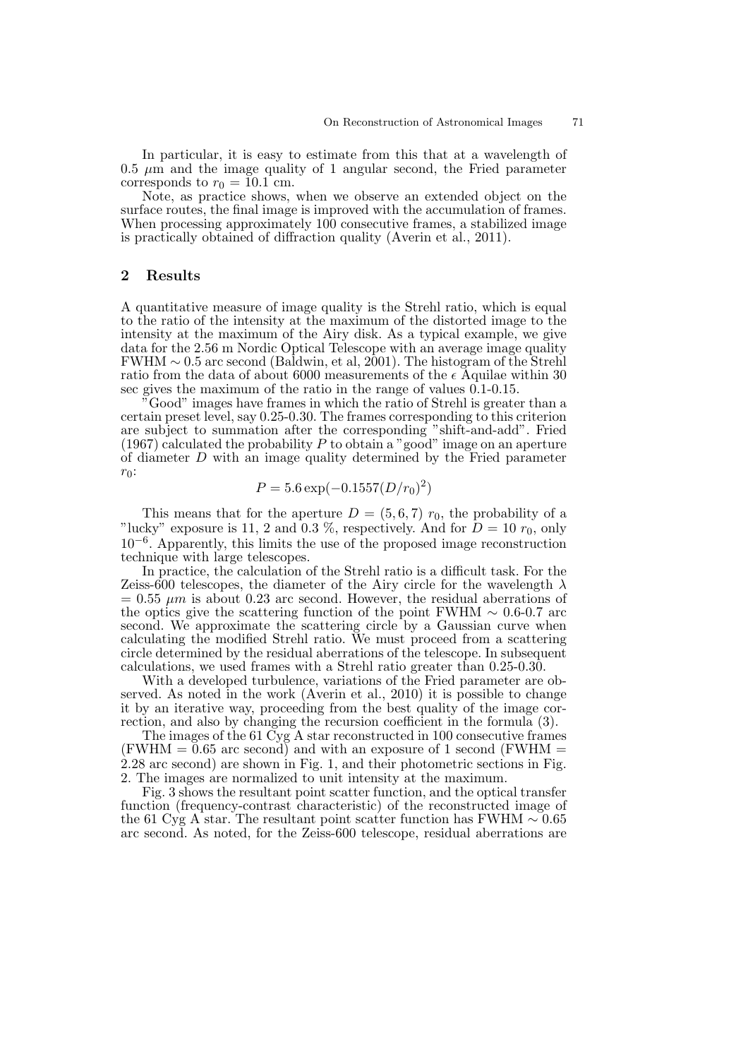In particular, it is easy to estimate from this that at a wavelength of 0.5 $\mu$m and the image quality of 1 angular second, the Fried parameter corresponds to $r_0 = 10.1$ cm.

Note, as practice shows, when we observe an extended object on the surface routes, the final image is improved with the accumulation of frames. When processing approximately 100 consecutive frames, a stabilized image is practically obtained of diffraction quality (Averin et al., 2011).

## 2 Results

A quantitative measure of image quality is the Strehl ratio, which is equal to the ratio of the intensity at the maximum of the distorted image to the intensity at the maximum of the Airy disk. As a typical example, we give data for the 2.56 m Nordic Optical Telescope with an average image quality FWHM $\sim$ 0.5 arc second (Baldwin, et al, 2001). The histogram of the Strehl ratio from the data of about 6000 measurements of the $\epsilon$ Aquilae within 30 sec gives the maximum of the ratio in the range of values 0.1-0.15.

"Good" images have frames in which the ratio of Strehl is greater than a certain preset level, say 0.25-0.30. The frames corresponding to this criterion are subject to summation after the corresponding "shift-and-add". Fried (1967) calculated the probability $P$ to obtain a "good" image on an aperture of diameter $D$ with an image quality determined by the Fried parameter $r_0$:

$$P = 5.6 \exp(-0.1557(D/r_0)^2)$$

This means that for the aperture $D = (5, 6, 7)\ r_0$, the probability of a "lucky" exposure is 11, 2 and 0.3 %, respectively. And for $D = 10\ r_0$, only $10^{-6}$. Apparently, this limits the use of the proposed image reconstruction technique with large telescopes.

In practice, the calculation of the Strehl ratio is a difficult task. For the Zeiss-600 telescopes, the diameter of the Airy circle for the wavelength $\lambda = 0.55\ \mu m$ is about 0.23 arc second. However, the residual aberrations of the optics give the scattering function of the point FWHM $\sim$ 0.6-0.7 arc second. We approximate the scattering circle by a Gaussian curve when calculating the modified Strehl ratio. We must proceed from a scattering circle determined by the residual aberrations of the telescope. In subsequent calculations, we used frames with a Strehl ratio greater than 0.25-0.30.

With a developed turbulence, variations of the Fried parameter are observed. As noted in the work (Averin et al., 2010) it is possible to change it by an iterative way, proceeding from the best quality of the image correction, and also by changing the recursion coefficient in the formula (3).

The images of the 61 Cyg A star reconstructed in 100 consecutive frames (FWHM = 0.65 arc second) and with an exposure of 1 second (FWHM = 2.28 arc second) are shown in Fig. 1, and their photometric sections in Fig. 2. The images are normalized to unit intensity at the maximum.

Fig. 3 shows the resultant point scatter function, and the optical transfer function (frequency-contrast characteristic) of the reconstructed image of the 61 Cyg A star. The resultant point scatter function has FWHM $\sim$ 0.65 arc second. As noted, for the Zeiss-600 telescope, residual aberrations are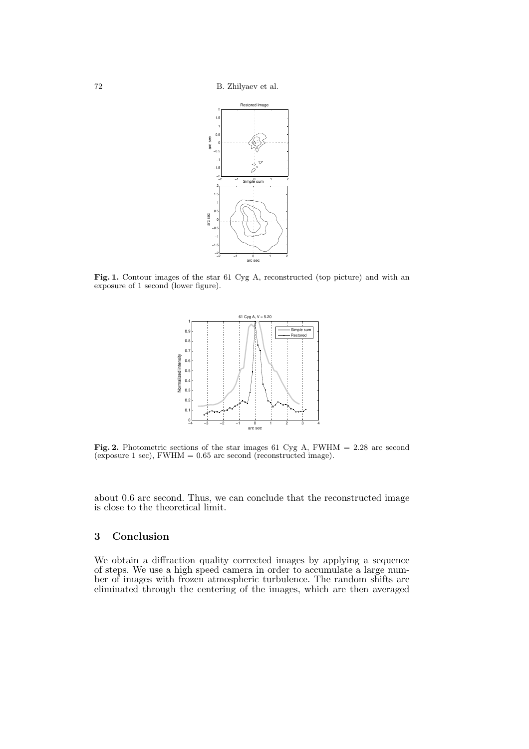**Fig. 1.** Contour images of the star 61 Cyg A, reconstructed (top picture) and with an exposure of 1 second (lower figure).

**Fig. 2.** Photometric sections of the star images 61 Cyg A, FWHM = 2.28 arc second (exposure 1 sec), FWHM = 0.65 arc second (reconstructed image).

about 0.6 arc second. Thus, we can conclude that the reconstructed image is close to the theoretical limit.

## 3 Conclusion

We obtain a diffraction quality corrected images by applying a sequence of steps. We use a high speed camera in order to accumulate a large number of images with frozen atmospheric turbulence. The random shifts are eliminated through the centering of the images, which are then averaged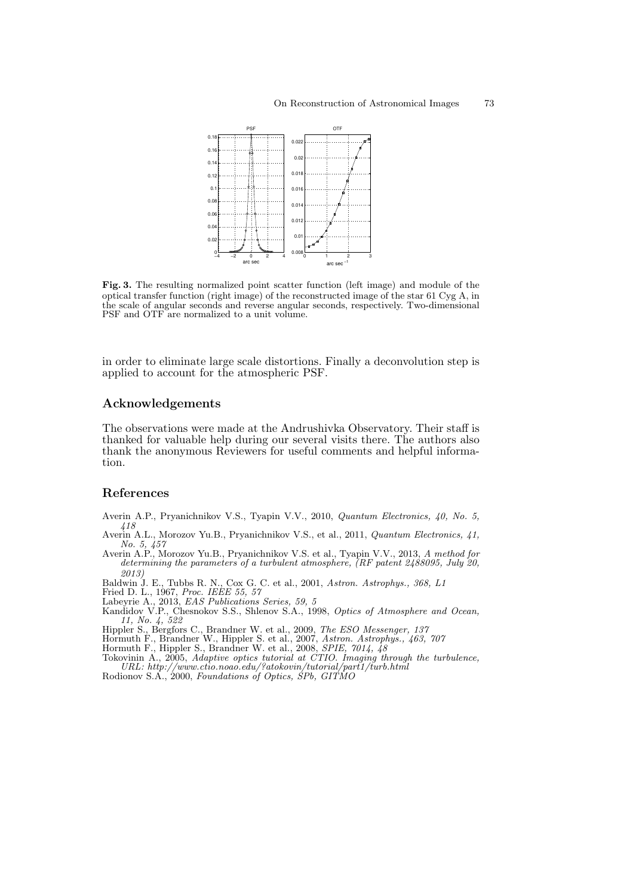PSF

0.18
0.16
0.14
0.12
0.1
0.08
0.06
0.04
0.02
0

−4 −2 0 2 4

arc sec

OTF

0.022
0.02
0.018
0.016
0.014
0.012
0.01
0.008

0 1 2 3

arc sec$^{-1}$

**Fig. 3.** The resulting normalized point scatter function (left image) and module of the optical transfer function (right image) of the reconstructed image of the star 61 Cyg A, in the scale of angular seconds and reverse angular seconds, respectively. Two-dimensional PSF and OTF are normalized to a unit volume.

in order to eliminate large scale distortions. Finally a deconvolution step is applied to account for the atmospheric PSF.

## Acknowledgements

The observations were made at the Andrushivka Observatory. Their staff is thanked for valuable help during our several visits there. The authors also thank the anonymous Reviewers for useful comments and helpful information.

## References

Averin A.P., Pryanichnikov V.S., Tyapin V.V., 2010, *Quantum Electronics, 40, No. 5, 418*

Averin A.L., Morozov Yu.B., Pryanichnikov V.S., et al., 2011, *Quantum Electronics, 41, No. 5, 457*

Averin A.P., Morozov Yu.B., Pryanichnikov V.S. et al., Tyapin V.V., 2013, *A method for determining the parameters of a turbulent atmosphere, (RF patent 2488095, July 20, 2013)*

Baldwin J. E., Tubbs R. N., Cox G. C. et al., 2001, *Astron. Astrophys., 368, L1*

Fried D. L., 1967, *Proc. IEEE 55, 57*

Labeyrie A., 2013, *EAS Publications Series, 59, 5*

Kandidov V.P., Chesnokov S.S., Shlenov S.A., 1998, *Optics of Atmosphere and Ocean, 11, No. 4, 522*

Hippler S., Bergfors C., Brandner W. et al., 2009, *The ESO Messenger, 137*

Hormuth F., Brandner W., Hippler S. et al., 2007, *Astron. Astrophys., 463, 707*

Hormuth F., Hippler S., Brandner W. et al., 2008, *SPIE, 7014, 48*

Tokovinin A., 2005, *Adaptive optics tutorial at CTIO. Imaging through the turbulence, URL: http://www.ctio.noao.edu/?atokovin/tutorial/part1/turb.html*

Rodionov S.A., 2000, *Foundations of Optics, SPb, GITMO*